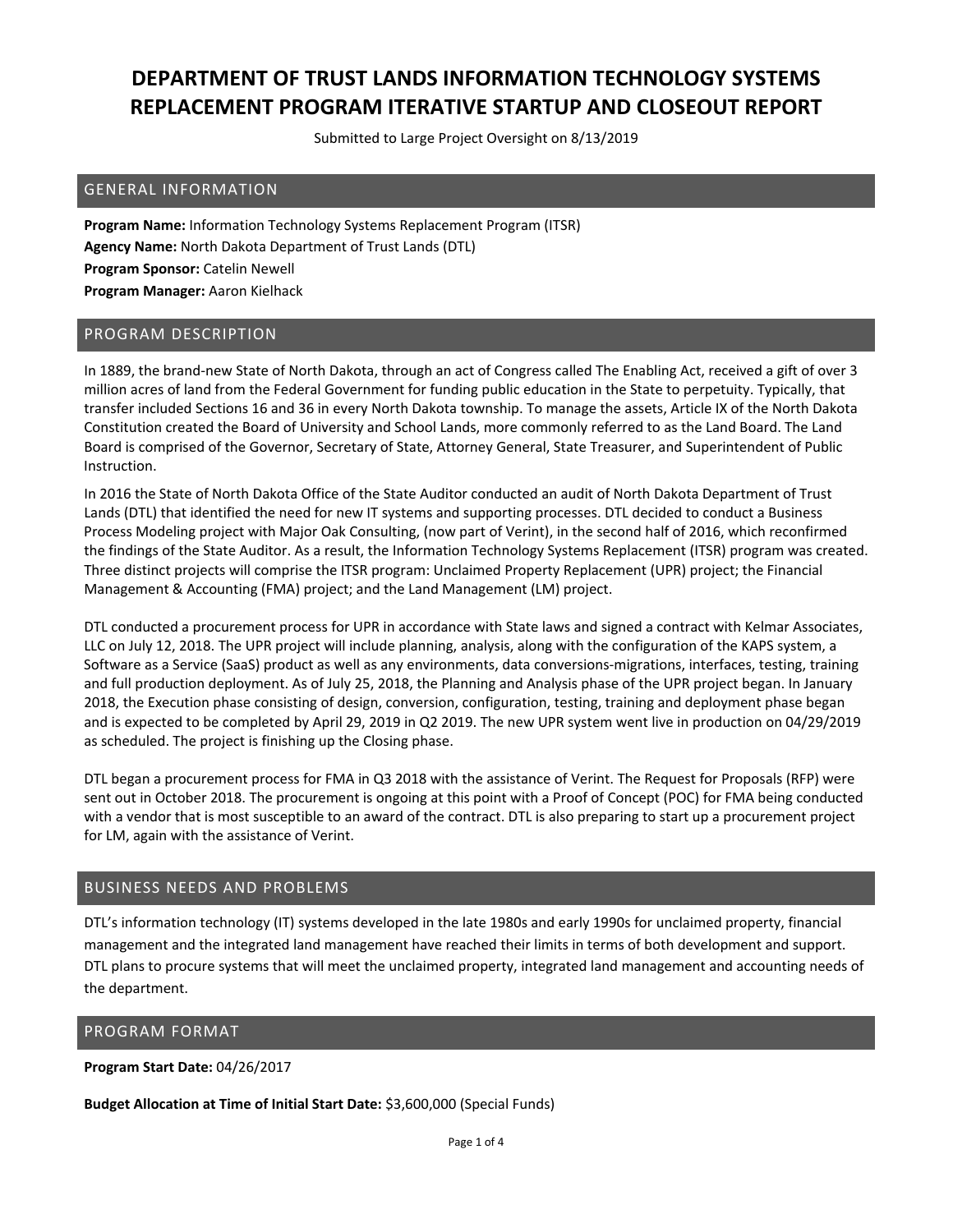# DEPARTMENT OF TRUST LANDS INFORMATION TECHNOLOGY SYSTEMS REPLACEMENT PROGRAM ITERATIVE STARTUP AND CLOSEOUT REPORT

Submitted to Large Project Oversight on 8/13/2019

## GENERAL INFORMATION

**Program Name:** Information Technology Systems Replacement Program (ITSR)

**Agency Name:** North Dakota Department of Trust Lands (DTL)

**Program Sponsor:** Catelin Newell

**Program Manager:** Aaron Kielhack

## PROGRAM DESCRIPTION

In 1889, the brand-new State of North Dakota, through an act of Congress called The Enabling Act, received a gift of over 3 million acres of land from the Federal Government for funding public education in the State to perpetuity. Typically, that transfer included Sections 16 and 36 in every North Dakota township. To manage the assets, Article IX of the North Dakota Constitution created the Board of University and School Lands, more commonly referred to as the Land Board. The Land Board is comprised of the Governor, Secretary of State, Attorney General, State Treasurer, and Superintendent of Public Instruction.

In 2016 the State of North Dakota Office of the State Auditor conducted an audit of North Dakota Department of Trust Lands (DTL) that identified the need for new IT systems and supporting processes. DTL decided to conduct a Business Process Modeling project with Major Oak Consulting, (now part of Verint), in the second half of 2016, which reconfirmed the findings of the State Auditor. As a result, the Information Technology Systems Replacement (ITSR) program was created. Three distinct projects will comprise the ITSR program: Unclaimed Property Replacement (UPR) project; the Financial Management & Accounting (FMA) project; and the Land Management (LM) project.

DTL conducted a procurement process for UPR in accordance with State laws and signed a contract with Kelmar Associates, LLC on July 12, 2018. The UPR project will include planning, analysis, along with the configuration of the KAPS system, a Software as a Service (SaaS) product as well as any environments, data conversions-migrations, interfaces, testing, training and full production deployment. As of July 25, 2018, the Planning and Analysis phase of the UPR project began. In January 2018, the Execution phase consisting of design, conversion, configuration, testing, training and deployment phase began and is expected to be completed by April 29, 2019 in Q2 2019. The new UPR system went live in production on 04/29/2019 as scheduled. The project is finishing up the Closing phase.

DTL began a procurement process for FMA in Q3 2018 with the assistance of Verint. The Request for Proposals (RFP) were sent out in October 2018. The procurement is ongoing at this point with a Proof of Concept (POC) for FMA being conducted with a vendor that is most susceptible to an award of the contract. DTL is also preparing to start up a procurement project for LM, again with the assistance of Verint.

## BUSINESS NEEDS AND PROBLEMS

DTL's information technology (IT) systems developed in the late 1980s and early 1990s for unclaimed property, financial management and the integrated land management have reached their limits in terms of both development and support. DTL plans to procure systems that will meet the unclaimed property, integrated land management and accounting needs of the department.

## PROGRAM FORMAT

**Program Start Date:** 04/26/2017

**Budget Allocation at Time of Initial Start Date:** $3,600,000 (Special Funds)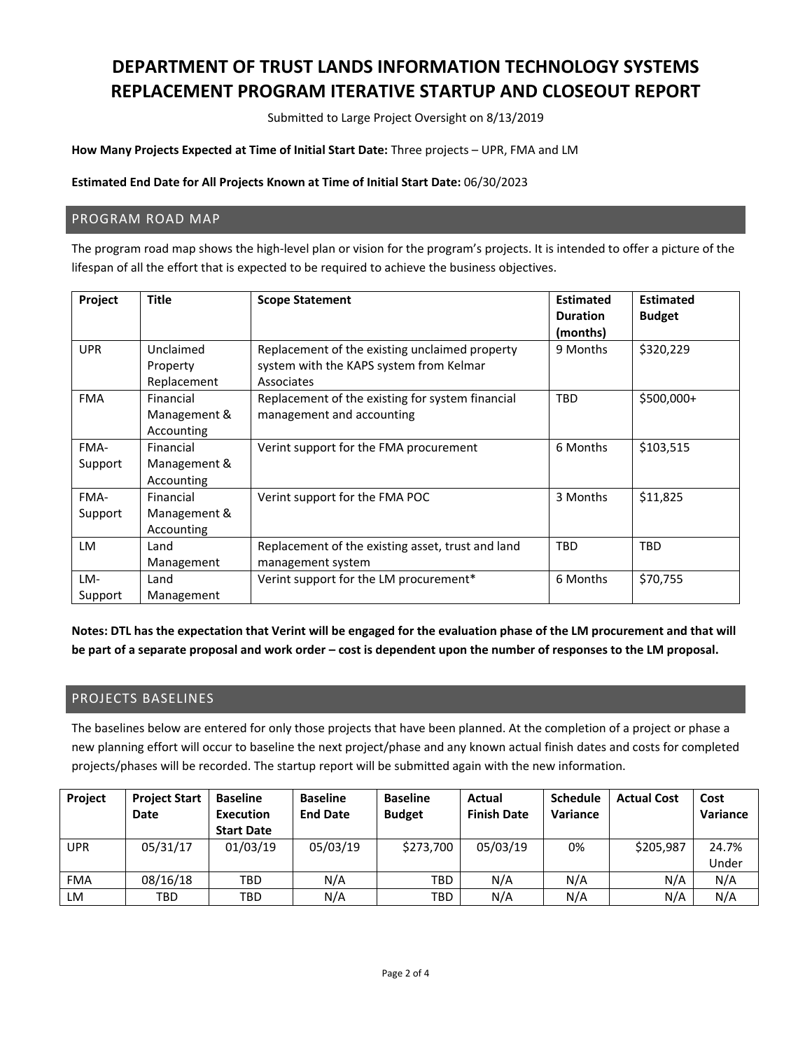# DEPARTMENT OF TRUST LANDS INFORMATION TECHNOLOGY SYSTEMS REPLACEMENT PROGRAM ITERATIVE STARTUP AND CLOSEOUT REPORT

Submitted to Large Project Oversight on 8/13/2019

**How Many Projects Expected at Time of Initial Start Date:** Three projects – UPR, FMA and LM

**Estimated End Date for All Projects Known at Time of Initial Start Date:** 06/30/2023

## PROGRAM ROAD MAP

The program road map shows the high-level plan or vision for the program's projects. It is intended to offer a picture of the lifespan of all the effort that is expected to be required to achieve the business objectives.

| Project | Title | Scope Statement | Estimated Duration (months) | Estimated Budget |
|---|---|---|---|---|
| UPR | Unclaimed Property Replacement | Replacement of the existing unclaimed property system with the KAPS system from Kelmar Associates | 9 Months | $320,229 |
| FMA | Financial Management & Accounting | Replacement of the existing for system financial management and accounting | TBD | $500,000+ |
| FMA-Support | Financial Management & Accounting | Verint support for the FMA procurement | 6 Months | $103,515 |
| FMA-Support | Financial Management & Accounting | Verint support for the FMA POC | 3 Months | $11,825 |
| LM | Land Management | Replacement of the existing asset, trust and land management system | TBD | TBD |
| LM-Support | Land Management | Verint support for the LM procurement* | 6 Months | $70,755 |

**Notes: DTL has the expectation that Verint will be engaged for the evaluation phase of the LM procurement and that will be part of a separate proposal and work order – cost is dependent upon the number of responses to the LM proposal.**

## PROJECTS BASELINES

The baselines below are entered for only those projects that have been planned. At the completion of a project or phase a new planning effort will occur to baseline the next project/phase and any known actual finish dates and costs for completed projects/phases will be recorded. The startup report will be submitted again with the new information.

| Project | Project Start Date | Baseline Execution Start Date | Baseline End Date | Baseline Budget | Actual Finish Date | Schedule Variance | Actual Cost | Cost Variance |
|---|---|---|---|---|---|---|---|---|
| UPR | 05/31/17 | 01/03/19 | 05/03/19 | $273,700 | 05/03/19 | 0% | $205,987 | 24.7% Under |
| FMA | 08/16/18 | TBD | N/A | TBD | N/A | N/A | N/A | N/A |
| LM | TBD | TBD | N/A | TBD | N/A | N/A | N/A | N/A |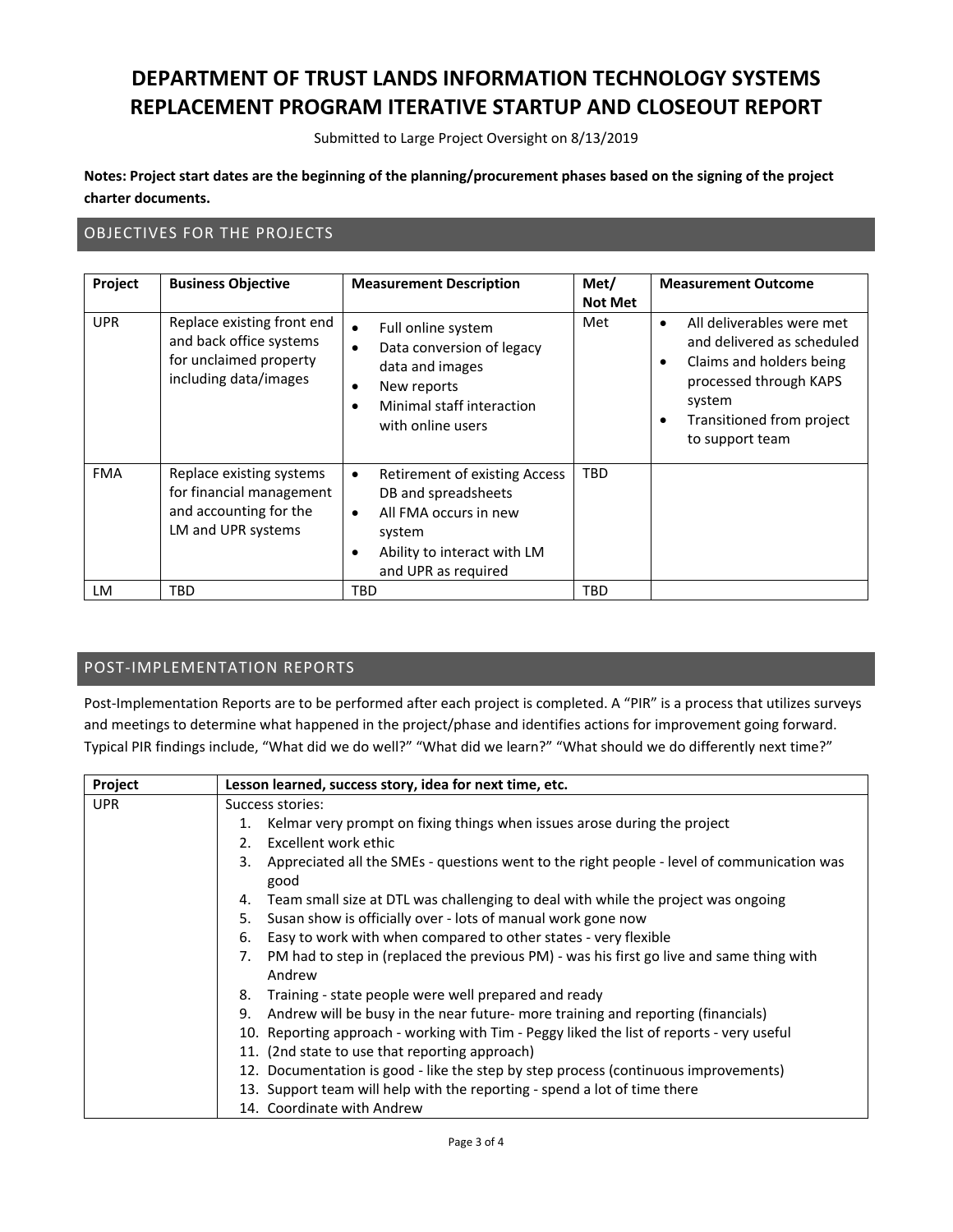# DEPARTMENT OF TRUST LANDS INFORMATION TECHNOLOGY SYSTEMS REPLACEMENT PROGRAM ITERATIVE STARTUP AND CLOSEOUT REPORT

Submitted to Large Project Oversight on 8/13/2019

**Notes: Project start dates are the beginning of the planning/procurement phases based on the signing of the project charter documents.**

## OBJECTIVES FOR THE PROJECTS

| Project | Business Objective | Measurement Description | Met/ Not Met | Measurement Outcome |
|---|---|---|---|---|
| UPR | Replace existing front end and back office systems for unclaimed property including data/images | • Full online system<br>• Data conversion of legacy data and images<br>• New reports<br>• Minimal staff interaction with online users | Met | • All deliverables were met and delivered as scheduled<br>• Claims and holders being processed through KAPS system<br>• Transitioned from project to support team |
| FMA | Replace existing systems for financial management and accounting for the LM and UPR systems | • Retirement of existing Access DB and spreadsheets<br>• All FMA occurs in new system<br>• Ability to interact with LM and UPR as required | TBD | |
| LM | TBD | TBD | TBD | |

## POST-IMPLEMENTATION REPORTS

Post-Implementation Reports are to be performed after each project is completed. A "PIR" is a process that utilizes surveys and meetings to determine what happened in the project/phase and identifies actions for improvement going forward. Typical PIR findings include, "What did we do well?" "What did we learn?" "What should we do differently next time?"

| Project | Lesson learned, success story, idea for next time, etc. |
|---|---|
| UPR | Success stories:<br>1. Kelmar very prompt on fixing things when issues arose during the project<br>2. Excellent work ethic<br>3. Appreciated all the SMEs - questions went to the right people - level of communication was good<br>4. Team small size at DTL was challenging to deal with while the project was ongoing<br>5. Susan show is officially over - lots of manual work gone now<br>6. Easy to work with when compared to other states - very flexible<br>7. PM had to step in (replaced the previous PM) - was his first go live and same thing with Andrew<br>8. Training - state people were well prepared and ready<br>9. Andrew will be busy in the near future- more training and reporting (financials)<br>10. Reporting approach - working with Tim - Peggy liked the list of reports - very useful<br>11. (2nd state to use that reporting approach)<br>12. Documentation is good - like the step by step process (continuous improvements)<br>13. Support team will help with the reporting - spend a lot of time there<br>14. Coordinate with Andrew |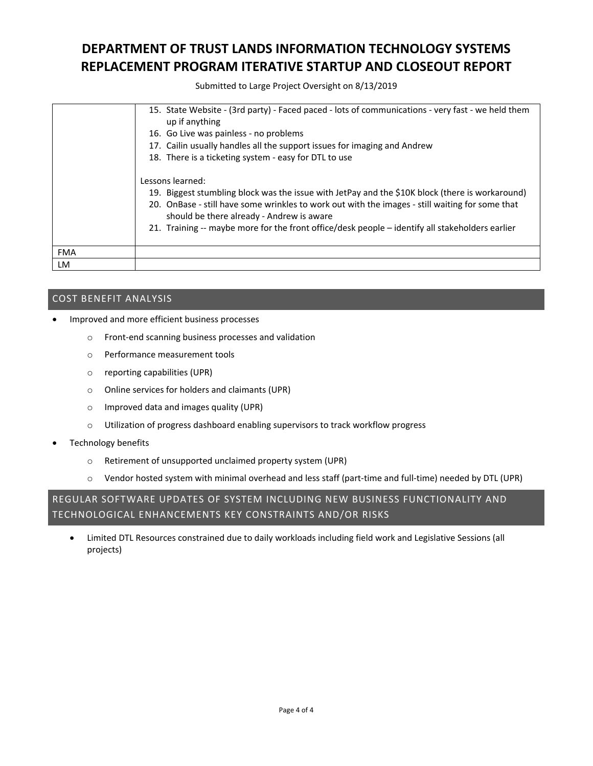# DEPARTMENT OF TRUST LANDS INFORMATION TECHNOLOGY SYSTEMS REPLACEMENT PROGRAM ITERATIVE STARTUP AND CLOSEOUT REPORT

Submitted to Large Project Oversight on 8/13/2019

| | |
|---|---|
| | 15. State Website - (3rd party) - Faced paced - lots of communications - very fast - we held them up if anything<br>16. Go Live was painless - no problems<br>17. Cailin usually handles all the support issues for imaging and Andrew<br>18. There is a ticketing system - easy for DTL to use<br><br>Lessons learned:<br>19. Biggest stumbling block was the issue with JetPay and the $10K block (there is workaround)<br>20. OnBase - still have some wrinkles to work out with the images - still waiting for some that should be there already - Andrew is aware<br>21. Training -- maybe more for the front office/desk people – identify all stakeholders earlier |
| FMA | |
| LM | |

## COST BENEFIT ANALYSIS

- Improved and more efficient business processes
  - Front-end scanning business processes and validation
  - Performance measurement tools
  - reporting capabilities (UPR)
  - Online services for holders and claimants (UPR)
  - Improved data and images quality (UPR)
  - Utilization of progress dashboard enabling supervisors to track workflow progress
- Technology benefits
  - Retirement of unsupported unclaimed property system (UPR)
  - Vendor hosted system with minimal overhead and less staff (part-time and full-time) needed by DTL (UPR)

## REGULAR SOFTWARE UPDATES OF SYSTEM INCLUDING NEW BUSINESS FUNCTIONALITY AND TECHNOLOGICAL ENHANCEMENTS KEY CONSTRAINTS AND/OR RISKS

- Limited DTL Resources constrained due to daily workloads including field work and Legislative Sessions (all projects)